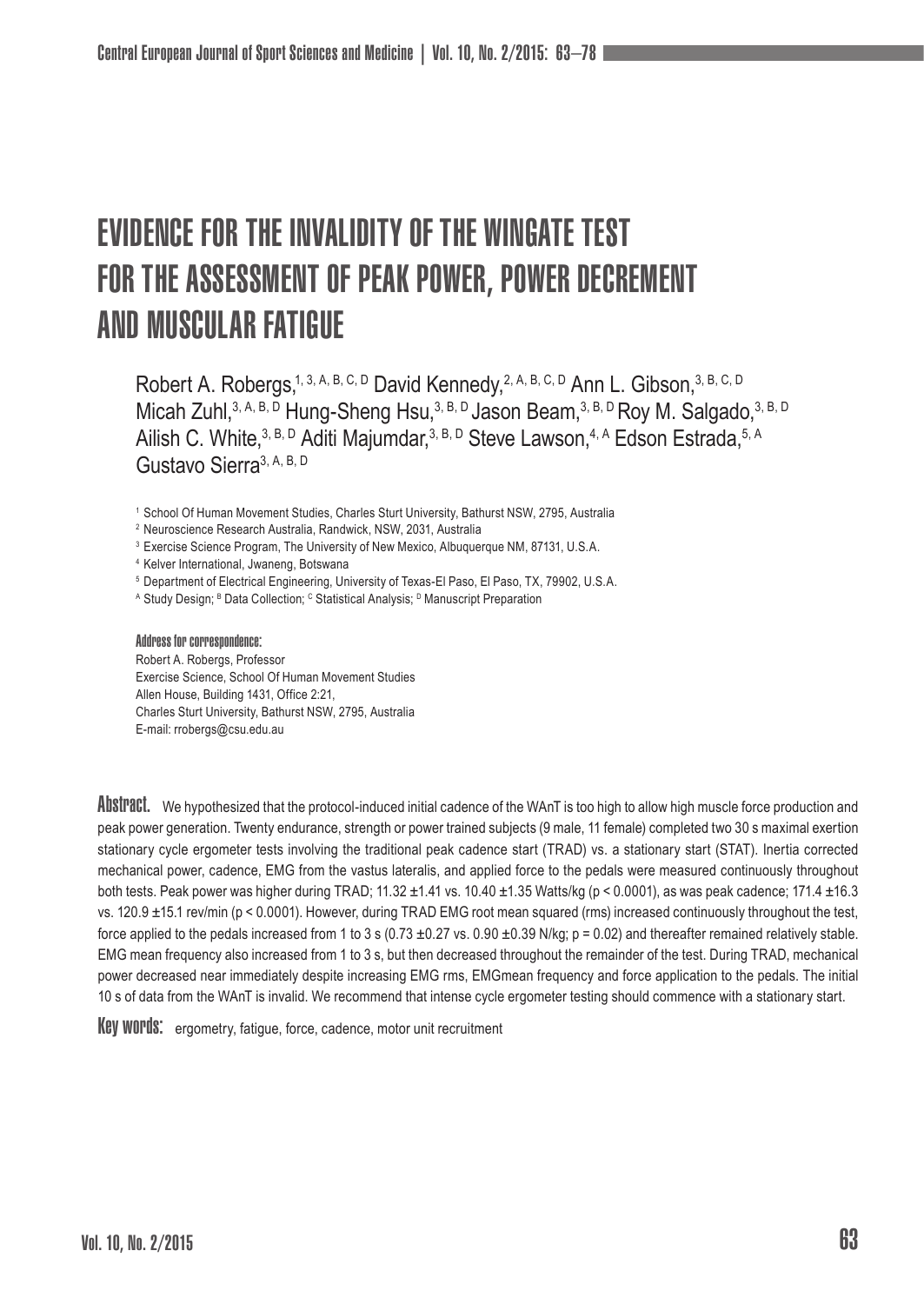# EVIDENCE FOR THE INVALIDITY OF THE WINGATE TEST FOR THE ASSESSMENT OF PEAK POWER, POWER DECREMENT AND MUSCULAR FATIGUE

Robert A. Robergs,[1, 3, A, B, C, D] David Kennedy,[2, A, B, C, D] Ann L. Gibson,[3, B, C, D] Micah Zuhl,[3, A, B, D] Hung-Sheng Hsu,[3, B, D] Jason Beam,[3, B, D] Roy M. Salgado,[3, B, D] Ailish C. White,[3, B, D] Aditi Majumdar,[3, B, D] Steve Lawson,[4, A] Edson Estrada,[5, A] Gustavo Sierra[3, A, B, D]

[1] School Of Human Movement Studies, Charles Sturt University, Bathurst NSW, 2795, Australia
[2] Neuroscience Research Australia, Randwick, NSW, 2031, Australia
[3] Exercise Science Program, The University of New Mexico, Albuquerque NM, 87131, U.S.A.
[4] Kelver International, Jwaneng, Botswana
[5] Department of Electrical Engineering, University of Texas-El Paso, El Paso, TX, 79902, U.S.A.
[A] Study Design; [B] Data Collection; [C] Statistical Analysis; [D] Manuscript Preparation

**Address for correspondence:**
Robert A. Robergs, Professor
Exercise Science, School Of Human Movement Studies
Allen House, Building 1431, Office 2:21,
Charles Sturt University, Bathurst NSW, 2795, Australia
E-mail: rrobergs@csu.edu.au

**Abstract.** We hypothesized that the protocol-induced initial cadence of the WAnT is too high to allow high muscle force production and peak power generation. Twenty endurance, strength or power trained subjects (9 male, 11 female) completed two 30 s maximal exertion stationary cycle ergometer tests involving the traditional peak cadence start (TRAD) vs. a stationary start (STAT). Inertia corrected mechanical power, cadence, EMG from the vastus lateralis, and applied force to the pedals were measured continuously throughout both tests. Peak power was higher during TRAD; 11.32 ±1.41 vs. 10.40 ±1.35 Watts/kg ($p < 0.0001$), as was peak cadence; 171.4 ±16.3 vs. 120.9 ±15.1 rev/min ($p < 0.0001$). However, during TRAD EMG root mean squared (rms) increased continuously throughout the test, force applied to the pedals increased from 1 to 3 s (0.73 ±0.27 vs. 0.90 ±0.39 N/kg; $p = 0.02$) and thereafter remained relatively stable. EMG mean frequency also increased from 1 to 3 s, but then decreased throughout the remainder of the test. During TRAD, mechanical power decreased near immediately despite increasing EMG rms, EMGmean frequency and force application to the pedals. The initial 10 s of data from the WAnT is invalid. We recommend that intense cycle ergometer testing should commence with a stationary start.

**Key words:** ergometry, fatigue, force, cadence, motor unit recruitment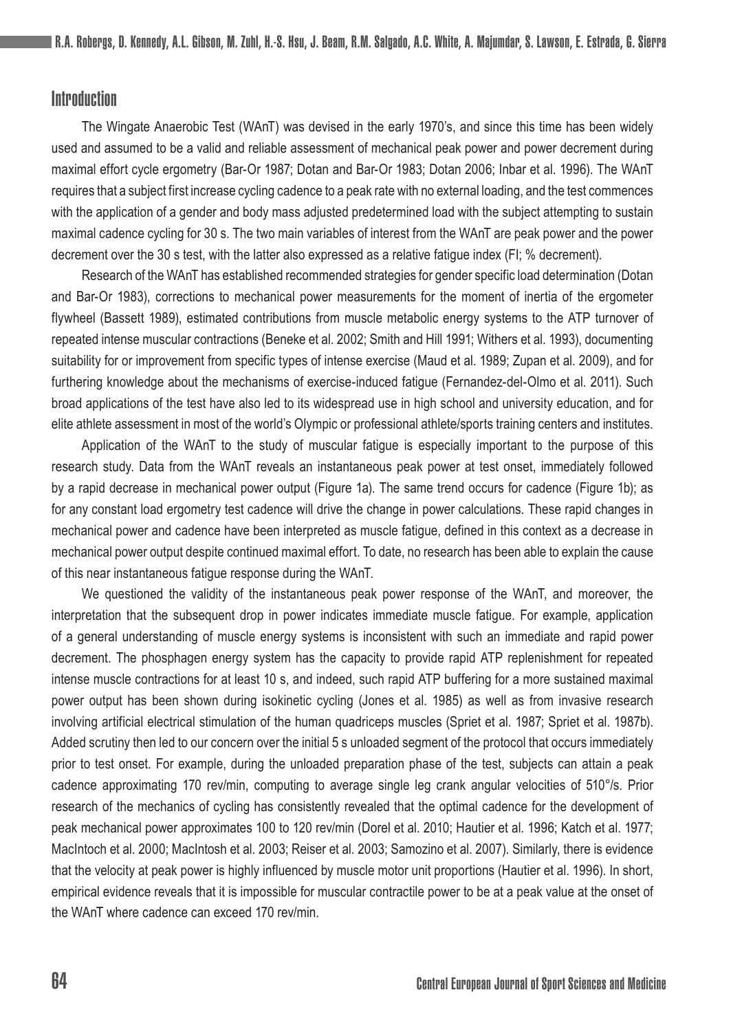## Introduction

The Wingate Anaerobic Test (WAnT) was devised in the early 1970's, and since this time has been widely used and assumed to be a valid and reliable assessment of mechanical peak power and power decrement during maximal effort cycle ergometry (Bar-Or 1987; Dotan and Bar-Or 1983; Dotan 2006; Inbar et al. 1996). The WAnT requires that a subject first increase cycling cadence to a peak rate with no external loading, and the test commences with the application of a gender and body mass adjusted predetermined load with the subject attempting to sustain maximal cadence cycling for 30 s. The two main variables of interest from the WAnT are peak power and the power decrement over the 30 s test, with the latter also expressed as a relative fatigue index (FI; % decrement).

Research of the WAnT has established recommended strategies for gender specific load determination (Dotan and Bar-Or 1983), corrections to mechanical power measurements for the moment of inertia of the ergometer flywheel (Bassett 1989), estimated contributions from muscle metabolic energy systems to the ATP turnover of repeated intense muscular contractions (Beneke et al. 2002; Smith and Hill 1991; Withers et al. 1993), documenting suitability for or improvement from specific types of intense exercise (Maud et al. 1989; Zupan et al. 2009), and for furthering knowledge about the mechanisms of exercise-induced fatigue (Fernandez-del-Olmo et al. 2011). Such broad applications of the test have also led to its widespread use in high school and university education, and for elite athlete assessment in most of the world's Olympic or professional athlete/sports training centers and institutes.

Application of the WAnT to the study of muscular fatigue is especially important to the purpose of this research study. Data from the WAnT reveals an instantaneous peak power at test onset, immediately followed by a rapid decrease in mechanical power output (Figure 1a). The same trend occurs for cadence (Figure 1b); as for any constant load ergometry test cadence will drive the change in power calculations. These rapid changes in mechanical power and cadence have been interpreted as muscle fatigue, defined in this context as a decrease in mechanical power output despite continued maximal effort. To date, no research has been able to explain the cause of this near instantaneous fatigue response during the WAnT.

We questioned the validity of the instantaneous peak power response of the WAnT, and moreover, the interpretation that the subsequent drop in power indicates immediate muscle fatigue. For example, application of a general understanding of muscle energy systems is inconsistent with such an immediate and rapid power decrement. The phosphagen energy system has the capacity to provide rapid ATP replenishment for repeated intense muscle contractions for at least 10 s, and indeed, such rapid ATP buffering for a more sustained maximal power output has been shown during isokinetic cycling (Jones et al. 1985) as well as from invasive research involving artificial electrical stimulation of the human quadriceps muscles (Spriet et al. 1987; Spriet et al. 1987b). Added scrutiny then led to our concern over the initial 5 s unloaded segment of the protocol that occurs immediately prior to test onset. For example, during the unloaded preparation phase of the test, subjects can attain a peak cadence approximating 170 rev/min, computing to average single leg crank angular velocities of 510°/s. Prior research of the mechanics of cycling has consistently revealed that the optimal cadence for the development of peak mechanical power approximates 100 to 120 rev/min (Dorel et al. 2010; Hautier et al. 1996; Katch et al. 1977; MacIntoch et al. 2000; MacIntosh et al. 2003; Reiser et al. 2003; Samozino et al. 2007). Similarly, there is evidence that the velocity at peak power is highly influenced by muscle motor unit proportions (Hautier et al. 1996). In short, empirical evidence reveals that it is impossible for muscular contractile power to be at a peak value at the onset of the WAnT where cadence can exceed 170 rev/min.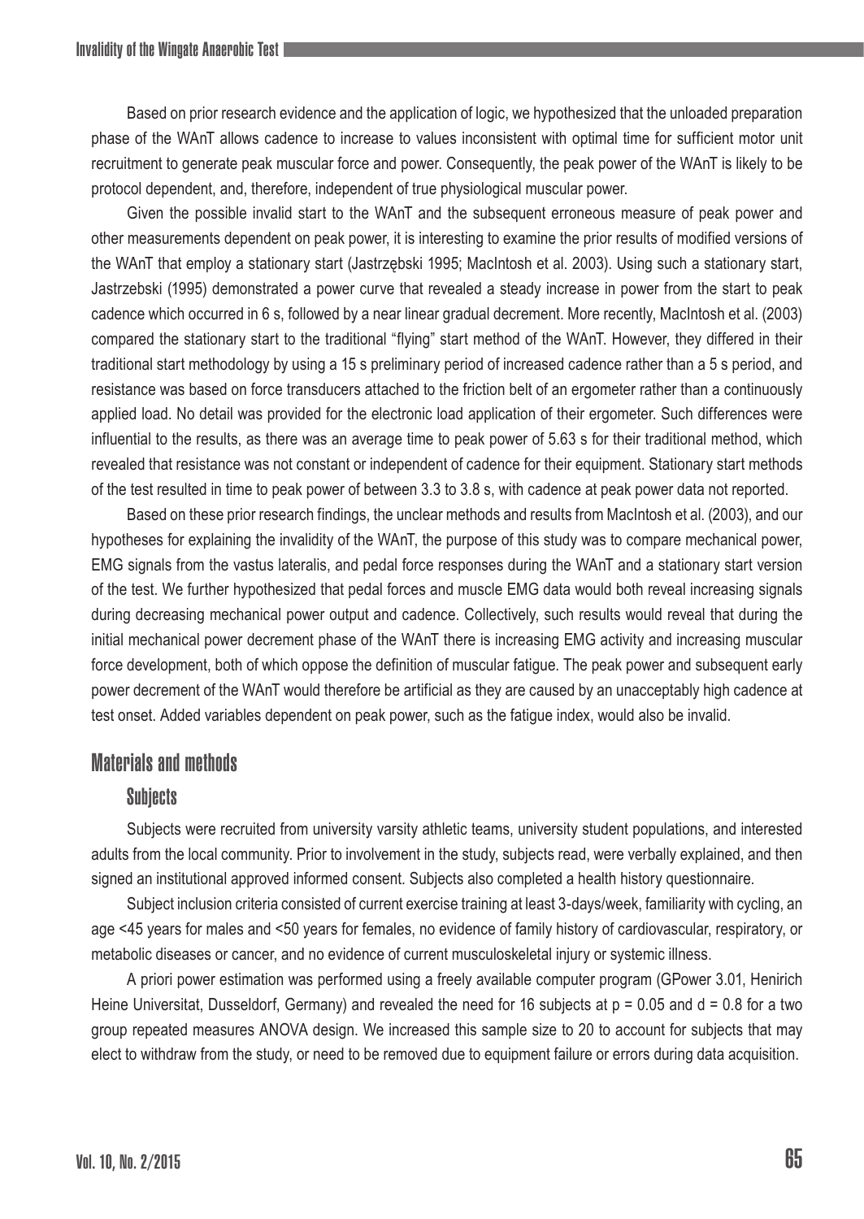Based on prior research evidence and the application of logic, we hypothesized that the unloaded preparation phase of the WAnT allows cadence to increase to values inconsistent with optimal time for sufficient motor unit recruitment to generate peak muscular force and power. Consequently, the peak power of the WAnT is likely to be protocol dependent, and, therefore, independent of true physiological muscular power.

Given the possible invalid start to the WAnT and the subsequent erroneous measure of peak power and other measurements dependent on peak power, it is interesting to examine the prior results of modified versions of the WAnT that employ a stationary start (Jastrzębski 1995; MacIntosh et al. 2003). Using such a stationary start, Jastrzebski (1995) demonstrated a power curve that revealed a steady increase in power from the start to peak cadence which occurred in 6 s, followed by a near linear gradual decrement. More recently, MacIntosh et al. (2003) compared the stationary start to the traditional "flying" start method of the WAnT. However, they differed in their traditional start methodology by using a 15 s preliminary period of increased cadence rather than a 5 s period, and resistance was based on force transducers attached to the friction belt of an ergometer rather than a continuously applied load. No detail was provided for the electronic load application of their ergometer. Such differences were influential to the results, as there was an average time to peak power of 5.63 s for their traditional method, which revealed that resistance was not constant or independent of cadence for their equipment. Stationary start methods of the test resulted in time to peak power of between 3.3 to 3.8 s, with cadence at peak power data not reported.

Based on these prior research findings, the unclear methods and results from MacIntosh et al. (2003), and our hypotheses for explaining the invalidity of the WAnT, the purpose of this study was to compare mechanical power, EMG signals from the vastus lateralis, and pedal force responses during the WAnT and a stationary start version of the test. We further hypothesized that pedal forces and muscle EMG data would both reveal increasing signals during decreasing mechanical power output and cadence. Collectively, such results would reveal that during the initial mechanical power decrement phase of the WAnT there is increasing EMG activity and increasing muscular force development, both of which oppose the definition of muscular fatigue. The peak power and subsequent early power decrement of the WAnT would therefore be artificial as they are caused by an unacceptably high cadence at test onset. Added variables dependent on peak power, such as the fatigue index, would also be invalid.

## Materials and methods

### Subjects

Subjects were recruited from university varsity athletic teams, university student populations, and interested adults from the local community. Prior to involvement in the study, subjects read, were verbally explained, and then signed an institutional approved informed consent. Subjects also completed a health history questionnaire.

Subject inclusion criteria consisted of current exercise training at least 3-days/week, familiarity with cycling, an age <45 years for males and <50 years for females, no evidence of family history of cardiovascular, respiratory, or metabolic diseases or cancer, and no evidence of current musculoskeletal injury or systemic illness.

A priori power estimation was performed using a freely available computer program (GPower 3.01, Henirich Heine Universitat, Dusseldorf, Germany) and revealed the need for 16 subjects at $p = 0.05$ and $d = 0.8$ for a two group repeated measures ANOVA design. We increased this sample size to 20 to account for subjects that may elect to withdraw from the study, or need to be removed due to equipment failure or errors during data acquisition.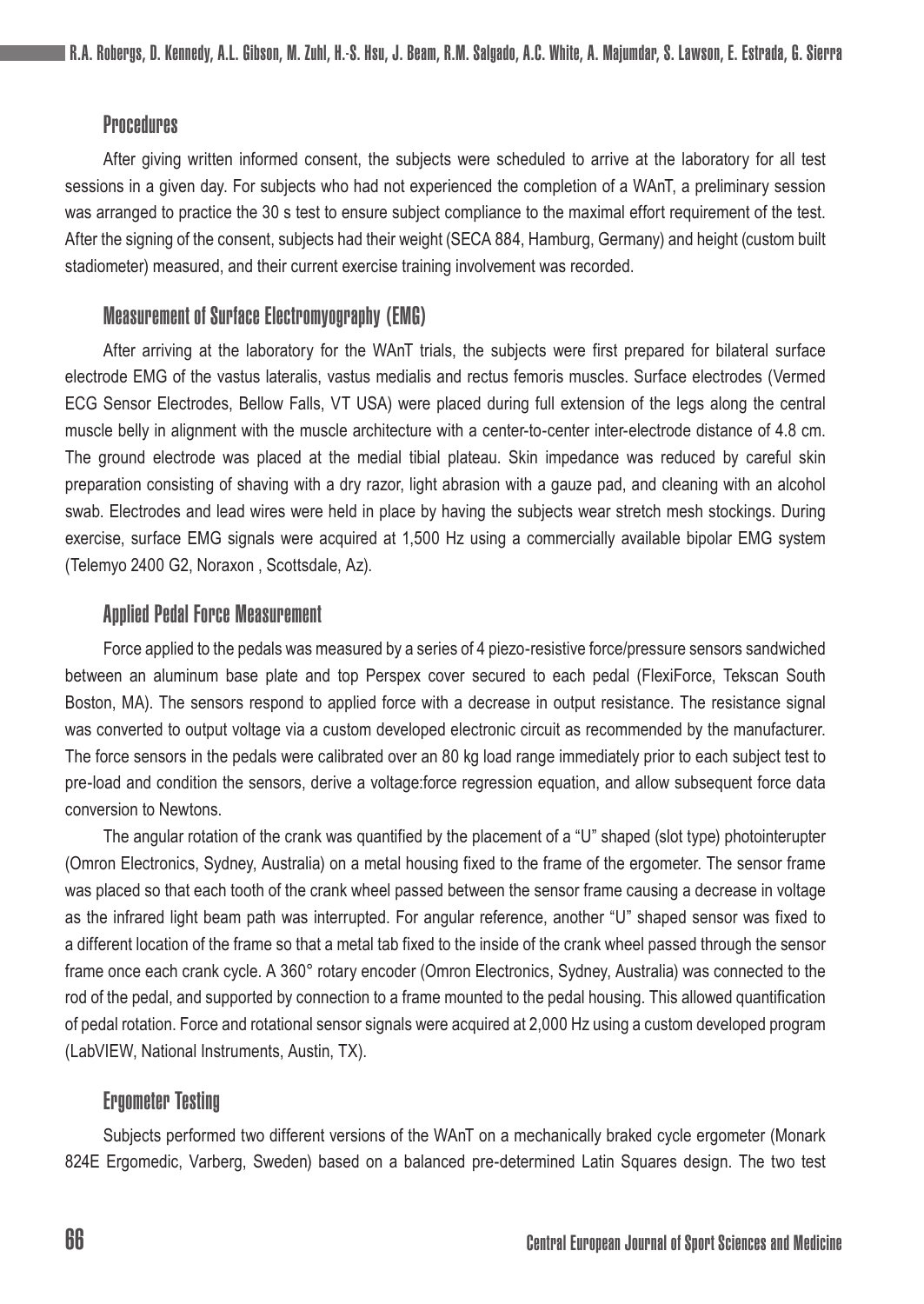### Procedures

After giving written informed consent, the subjects were scheduled to arrive at the laboratory for all test sessions in a given day. For subjects who had not experienced the completion of a WAnT, a preliminary session was arranged to practice the 30 s test to ensure subject compliance to the maximal effort requirement of the test. After the signing of the consent, subjects had their weight (SECA 884, Hamburg, Germany) and height (custom built stadiometer) measured, and their current exercise training involvement was recorded.

### Measurement of Surface Electromyography (EMG)

After arriving at the laboratory for the WAnT trials, the subjects were first prepared for bilateral surface electrode EMG of the vastus lateralis, vastus medialis and rectus femoris muscles. Surface electrodes (Vermed ECG Sensor Electrodes, Bellow Falls, VT USA) were placed during full extension of the legs along the central muscle belly in alignment with the muscle architecture with a center-to-center inter-electrode distance of 4.8 cm. The ground electrode was placed at the medial tibial plateau. Skin impedance was reduced by careful skin preparation consisting of shaving with a dry razor, light abrasion with a gauze pad, and cleaning with an alcohol swab. Electrodes and lead wires were held in place by having the subjects wear stretch mesh stockings. During exercise, surface EMG signals were acquired at 1,500 Hz using a commercially available bipolar EMG system (Telemyo 2400 G2, Noraxon , Scottsdale, Az).

### Applied Pedal Force Measurement

Force applied to the pedals was measured by a series of 4 piezo-resistive force/pressure sensors sandwiched between an aluminum base plate and top Perspex cover secured to each pedal (FlexiForce, Tekscan South Boston, MA). The sensors respond to applied force with a decrease in output resistance. The resistance signal was converted to output voltage via a custom developed electronic circuit as recommended by the manufacturer. The force sensors in the pedals were calibrated over an 80 kg load range immediately prior to each subject test to pre-load and condition the sensors, derive a voltage:force regression equation, and allow subsequent force data conversion to Newtons.

The angular rotation of the crank was quantified by the placement of a "U" shaped (slot type) photointerupter (Omron Electronics, Sydney, Australia) on a metal housing fixed to the frame of the ergometer. The sensor frame was placed so that each tooth of the crank wheel passed between the sensor frame causing a decrease in voltage as the infrared light beam path was interrupted. For angular reference, another "U" shaped sensor was fixed to a different location of the frame so that a metal tab fixed to the inside of the crank wheel passed through the sensor frame once each crank cycle. A 360° rotary encoder (Omron Electronics, Sydney, Australia) was connected to the rod of the pedal, and supported by connection to a frame mounted to the pedal housing. This allowed quantification of pedal rotation. Force and rotational sensor signals were acquired at 2,000 Hz using a custom developed program (LabVIEW, National Instruments, Austin, TX).

### Ergometer Testing

Subjects performed two different versions of the WAnT on a mechanically braked cycle ergometer (Monark 824E Ergomedic, Varberg, Sweden) based on a balanced pre-determined Latin Squares design. The two test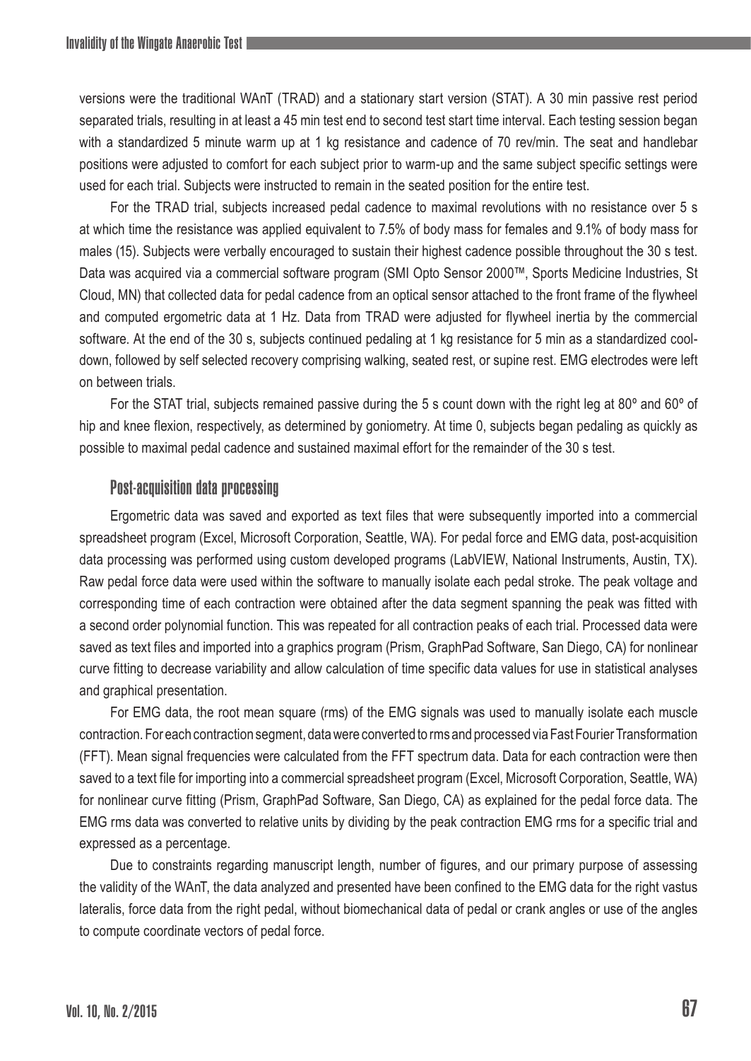versions were the traditional WAnT (TRAD) and a stationary start version (STAT). A 30 min passive rest period separated trials, resulting in at least a 45 min test end to second test start time interval. Each testing session began with a standardized 5 minute warm up at 1 kg resistance and cadence of 70 rev/min. The seat and handlebar positions were adjusted to comfort for each subject prior to warm-up and the same subject specific settings were used for each trial. Subjects were instructed to remain in the seated position for the entire test.

For the TRAD trial, subjects increased pedal cadence to maximal revolutions with no resistance over 5 s at which time the resistance was applied equivalent to 7.5% of body mass for females and 9.1% of body mass for males (15). Subjects were verbally encouraged to sustain their highest cadence possible throughout the 30 s test. Data was acquired via a commercial software program (SMI Opto Sensor 2000™, Sports Medicine Industries, St Cloud, MN) that collected data for pedal cadence from an optical sensor attached to the front frame of the flywheel and computed ergometric data at 1 Hz. Data from TRAD were adjusted for flywheel inertia by the commercial software. At the end of the 30 s, subjects continued pedaling at 1 kg resistance for 5 min as a standardized cool-down, followed by self selected recovery comprising walking, seated rest, or supine rest. EMG electrodes were left on between trials.

For the STAT trial, subjects remained passive during the 5 s count down with the right leg at 80º and 60º of hip and knee flexion, respectively, as determined by goniometry. At time 0, subjects began pedaling as quickly as possible to maximal pedal cadence and sustained maximal effort for the remainder of the 30 s test.

### Post-acquisition data processing

Ergometric data was saved and exported as text files that were subsequently imported into a commercial spreadsheet program (Excel, Microsoft Corporation, Seattle, WA). For pedal force and EMG data, post-acquisition data processing was performed using custom developed programs (LabVIEW, National Instruments, Austin, TX). Raw pedal force data were used within the software to manually isolate each pedal stroke. The peak voltage and corresponding time of each contraction were obtained after the data segment spanning the peak was fitted with a second order polynomial function. This was repeated for all contraction peaks of each trial. Processed data were saved as text files and imported into a graphics program (Prism, GraphPad Software, San Diego, CA) for nonlinear curve fitting to decrease variability and allow calculation of time specific data values for use in statistical analyses and graphical presentation.

For EMG data, the root mean square (rms) of the EMG signals was used to manually isolate each muscle contraction. For each contraction segment, data were converted to rms and processed via Fast Fourier Transformation (FFT). Mean signal frequencies were calculated from the FFT spectrum data. Data for each contraction were then saved to a text file for importing into a commercial spreadsheet program (Excel, Microsoft Corporation, Seattle, WA) for nonlinear curve fitting (Prism, GraphPad Software, San Diego, CA) as explained for the pedal force data. The EMG rms data was converted to relative units by dividing by the peak contraction EMG rms for a specific trial and expressed as a percentage.

Due to constraints regarding manuscript length, number of figures, and our primary purpose of assessing the validity of the WAnT, the data analyzed and presented have been confined to the EMG data for the right vastus lateralis, force data from the right pedal, without biomechanical data of pedal or crank angles or use of the angles to compute coordinate vectors of pedal force.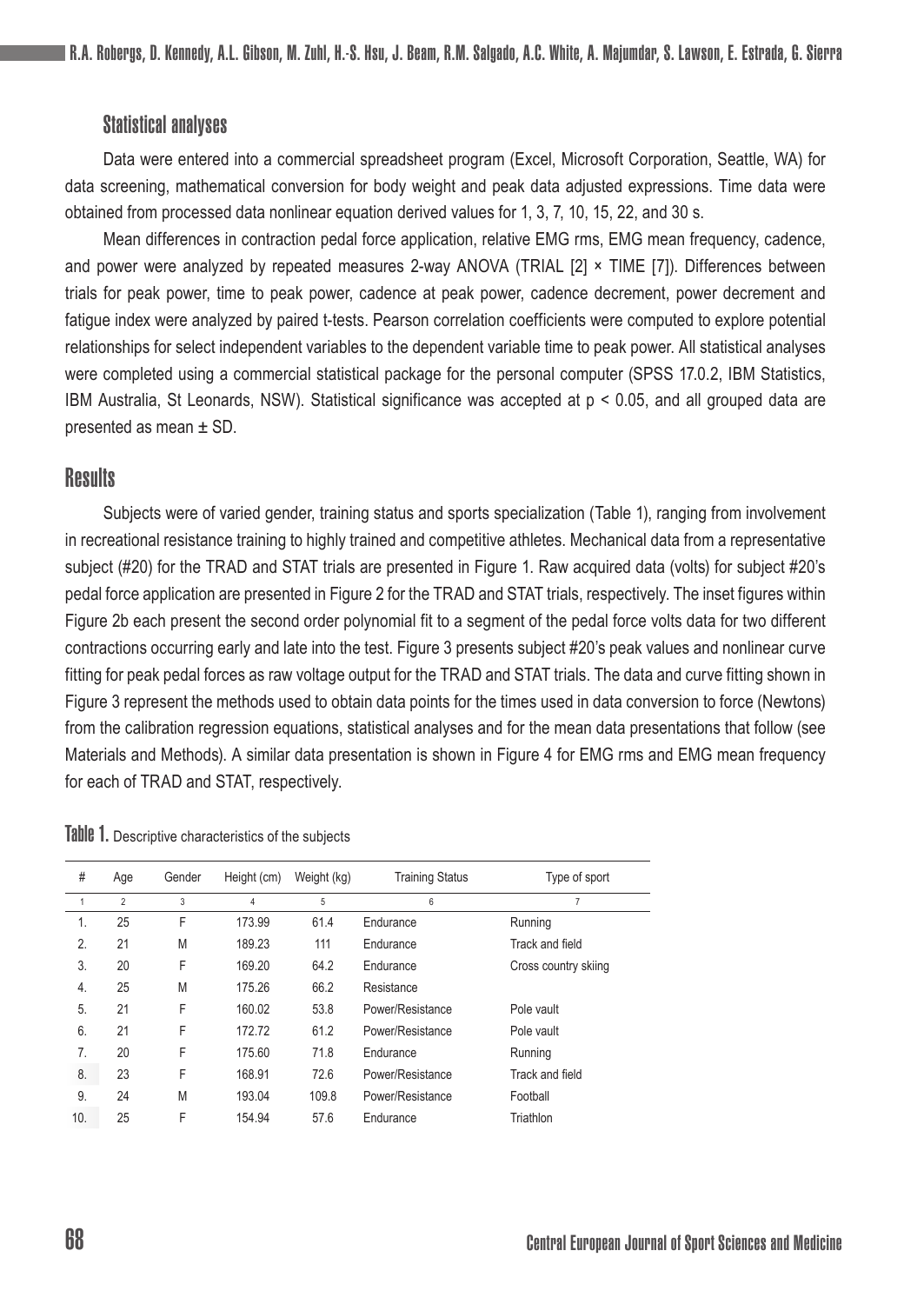### Statistical analyses

Data were entered into a commercial spreadsheet program (Excel, Microsoft Corporation, Seattle, WA) for data screening, mathematical conversion for body weight and peak data adjusted expressions. Time data were obtained from processed data nonlinear equation derived values for 1, 3, 7, 10, 15, 22, and 30 s.

Mean differences in contraction pedal force application, relative EMG rms, EMG mean frequency, cadence, and power were analyzed by repeated measures 2-way ANOVA (TRIAL [2] × TIME [7]). Differences between trials for peak power, time to peak power, cadence at peak power, cadence decrement, power decrement and fatigue index were analyzed by paired t-tests. Pearson correlation coefficients were computed to explore potential relationships for select independent variables to the dependent variable time to peak power. All statistical analyses were completed using a commercial statistical package for the personal computer (SPSS 17.0.2, IBM Statistics, IBM Australia, St Leonards, NSW). Statistical significance was accepted at $p < 0.05$, and all grouped data are presented as mean ± SD.

## Results

Subjects were of varied gender, training status and sports specialization (Table 1), ranging from involvement in recreational resistance training to highly trained and competitive athletes. Mechanical data from a representative subject (#20) for the TRAD and STAT trials are presented in Figure 1. Raw acquired data (volts) for subject #20's pedal force application are presented in Figure 2 for the TRAD and STAT trials, respectively. The inset figures within Figure 2b each present the second order polynomial fit to a segment of the pedal force volts data for two different contractions occurring early and late into the test. Figure 3 presents subject #20's peak values and nonlinear curve fitting for peak pedal forces as raw voltage output for the TRAD and STAT trials. The data and curve fitting shown in Figure 3 represent the methods used to obtain data points for the times used in data conversion to force (Newtons) from the calibration regression equations, statistical analyses and for the mean data presentations that follow (see Materials and Methods). A similar data presentation is shown in Figure 4 for EMG rms and EMG mean frequency for each of TRAD and STAT, respectively.

**Table 1.** Descriptive characteristics of the subjects

| # | Age | Gender | Height (cm) | Weight (kg) | Training Status | Type of sport |
|---|---|---|---|---|---|---|
| 1 | 2 | 3 | 4 | 5 | 6 | 7 |
| 1. | 25 | F | 173.99 | 61.4 | Endurance | Running |
| 2. | 21 | M | 189.23 | 111 | Endurance | Track and field |
| 3. | 20 | F | 169.20 | 64.2 | Endurance | Cross country skiing |
| 4. | 25 | M | 175.26 | 66.2 | Resistance | |
| 5. | 21 | F | 160.02 | 53.8 | Power/Resistance | Pole vault |
| 6. | 21 | F | 172.72 | 61.2 | Power/Resistance | Pole vault |
| 7. | 20 | F | 175.60 | 71.8 | Endurance | Running |
| 8. | 23 | F | 168.91 | 72.6 | Power/Resistance | Track and field |
| 9. | 24 | M | 193.04 | 109.8 | Power/Resistance | Football |
| 10. | 25 | F | 154.94 | 57.6 | Endurance | Triathlon |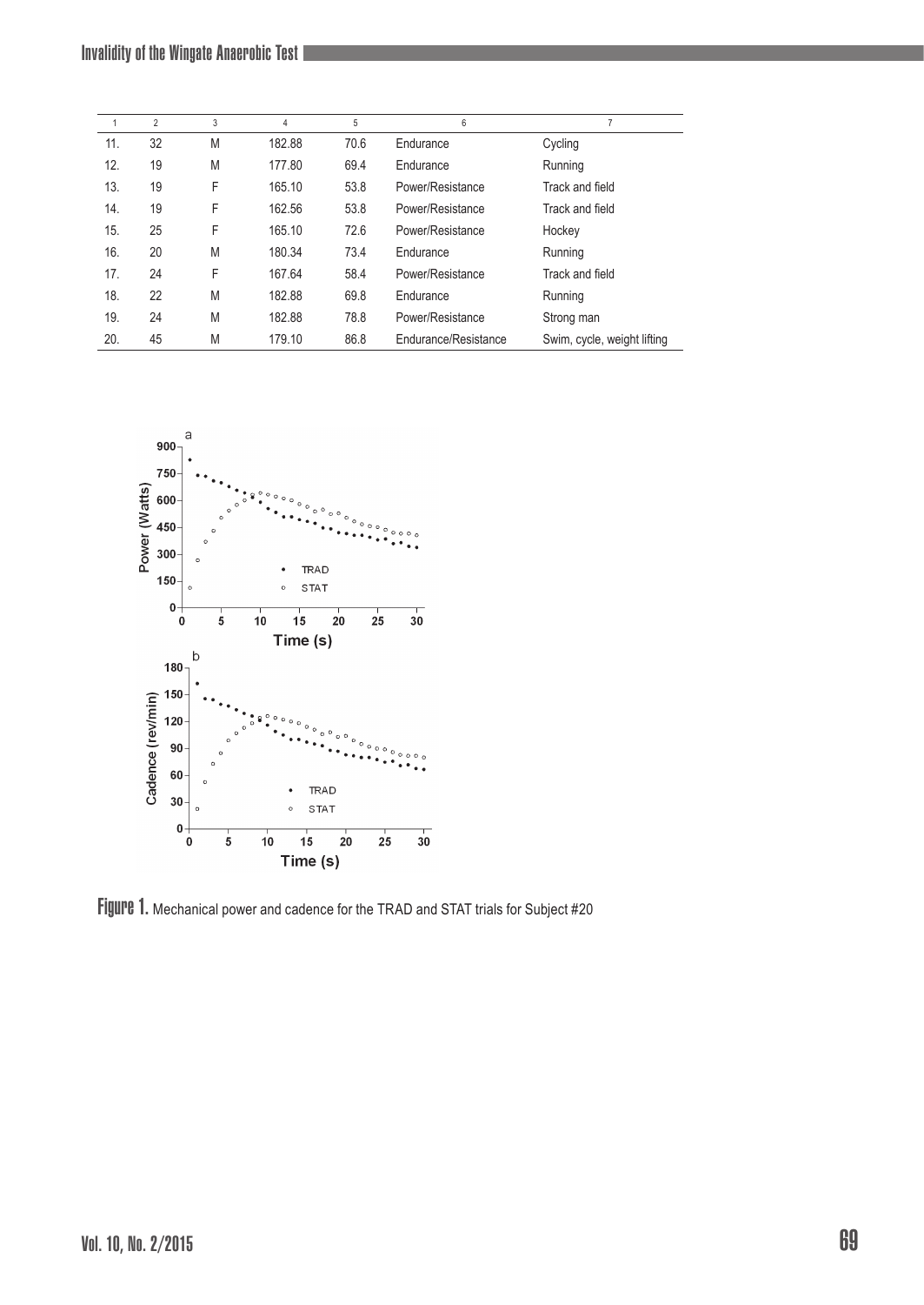| 1 | 2 | 3 | 4 | 5 | 6 | 7 |
|---|---|---|---|---|---|---|
| 11. | 32 | M | 182.88 | 70.6 | Endurance | Cycling |
| 12. | 19 | M | 177.80 | 69.4 | Endurance | Running |
| 13. | 19 | F | 165.10 | 53.8 | Power/Resistance | Track and field |
| 14. | 19 | F | 162.56 | 53.8 | Power/Resistance | Track and field |
| 15. | 25 | F | 165.10 | 72.6 | Power/Resistance | Hockey |
| 16. | 20 | M | 180.34 | 73.4 | Endurance | Running |
| 17. | 24 | F | 167.64 | 58.4 | Power/Resistance | Track and field |
| 18. | 22 | M | 182.88 | 69.8 | Endurance | Running |
| 19. | 24 | M | 182.88 | 78.8 | Power/Resistance | Strong man |
| 20. | 45 | M | 179.10 | 86.8 | Endurance/Resistance | Swim, cycle, weight lifting |

**Figure 1.** Mechanical power and cadence for the TRAD and STAT trials for Subject #20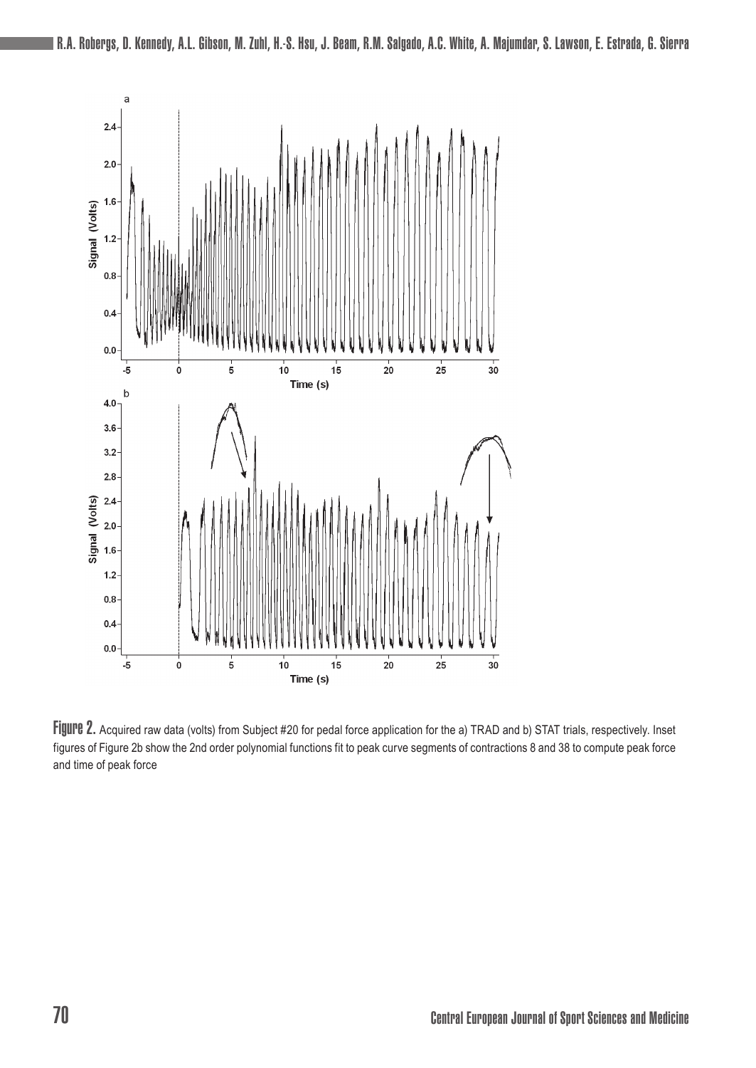Figure 2. Acquired raw data (volts) from Subject #20 for pedal force application for the a) TRAD and b) STAT trials, respectively. Inset figures of Figure 2b show the 2nd order polynomial functions fit to peak curve segments of contractions 8 and 38 to compute peak force and time of peak force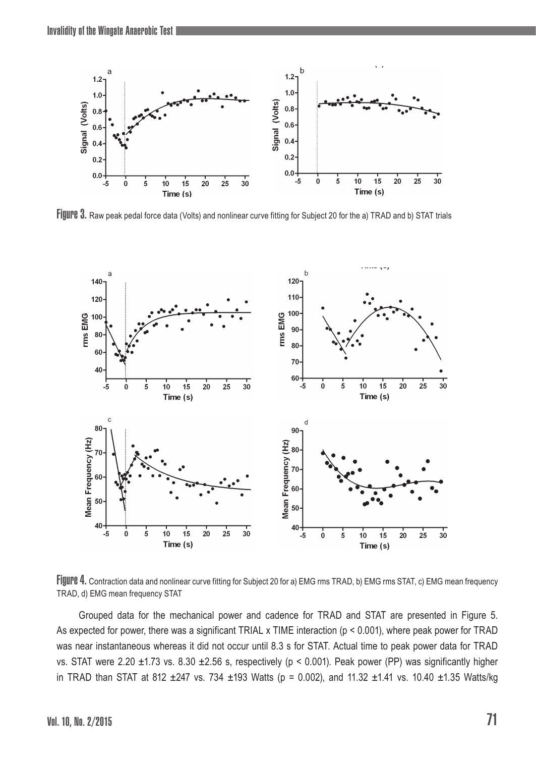**Figure 3.** Raw peak pedal force data (Volts) and nonlinear curve fitting for Subject 20 for the a) TRAD and b) STAT trials

**Figure 4.** Contraction data and nonlinear curve fitting for Subject 20 for a) EMG rms TRAD, b) EMG rms STAT, c) EMG mean frequency TRAD, d) EMG mean frequency STAT

Grouped data for the mechanical power and cadence for TRAD and STAT are presented in Figure 5. As expected for power, there was a significant TRIAL x TIME interaction ($p < 0.001$), where peak power for TRAD was near instantaneous whereas it did not occur until 8.3 s for STAT. Actual time to peak power data for TRAD vs. STAT were 2.20 ±1.73 vs. 8.30 ±2.56 s, respectively ($p < 0.001$). Peak power (PP) was significantly higher in TRAD than STAT at 812 ±247 vs. 734 ±193 Watts ($p = 0.002$), and 11.32 ±1.41 vs. 10.40 ±1.35 Watts/kg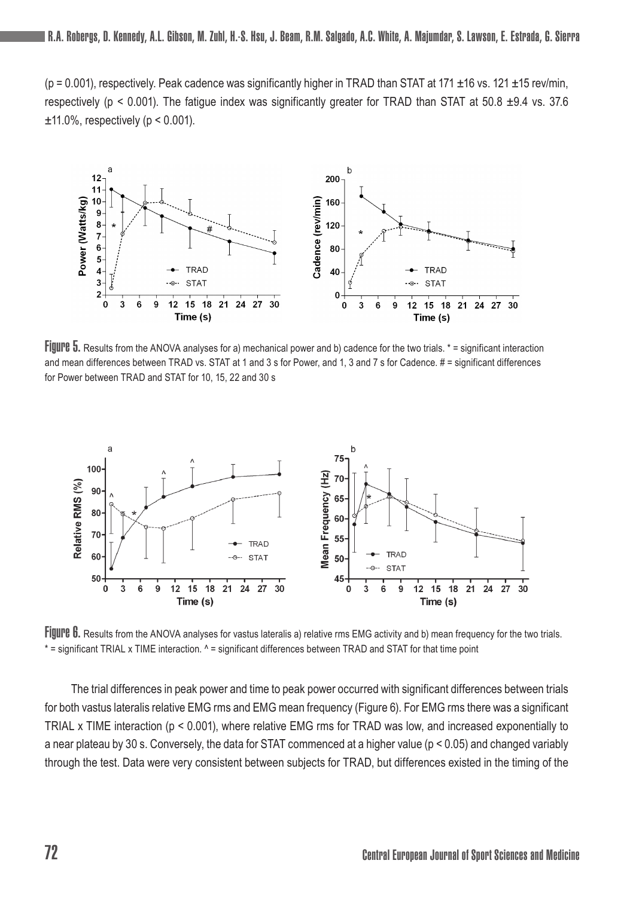(p = 0.001), respectively. Peak cadence was significantly higher in TRAD than STAT at 171 ±16 vs. 121 ±15 rev/min, respectively ($p < 0.001$). The fatigue index was significantly greater for TRAD than STAT at 50.8 ±9.4 vs. 37.6 ±11.0%, respectively ($p < 0.001$).

**Figure 5.** Results from the ANOVA analyses for a) mechanical power and b) cadence for the two trials. * = significant interaction and mean differences between TRAD vs. STAT at 1 and 3 s for Power, and 1, 3 and 7 s for Cadence. # = significant differences for Power between TRAD and STAT for 10, 15, 22 and 30 s

**Figure 6.** Results from the ANOVA analyses for vastus lateralis a) relative rms EMG activity and b) mean frequency for the two trials. * = significant TRIAL x TIME interaction. ^ = significant differences between TRAD and STAT for that time point

The trial differences in peak power and time to peak power occurred with significant differences between trials for both vastus lateralis relative EMG rms and EMG mean frequency (Figure 6). For EMG rms there was a significant TRIAL x TIME interaction ($p < 0.001$), where relative EMG rms for TRAD was low, and increased exponentially to a near plateau by 30 s. Conversely, the data for STAT commenced at a higher value ($p < 0.05$) and changed variably through the test. Data were very consistent between subjects for TRAD, but differences existed in the timing of the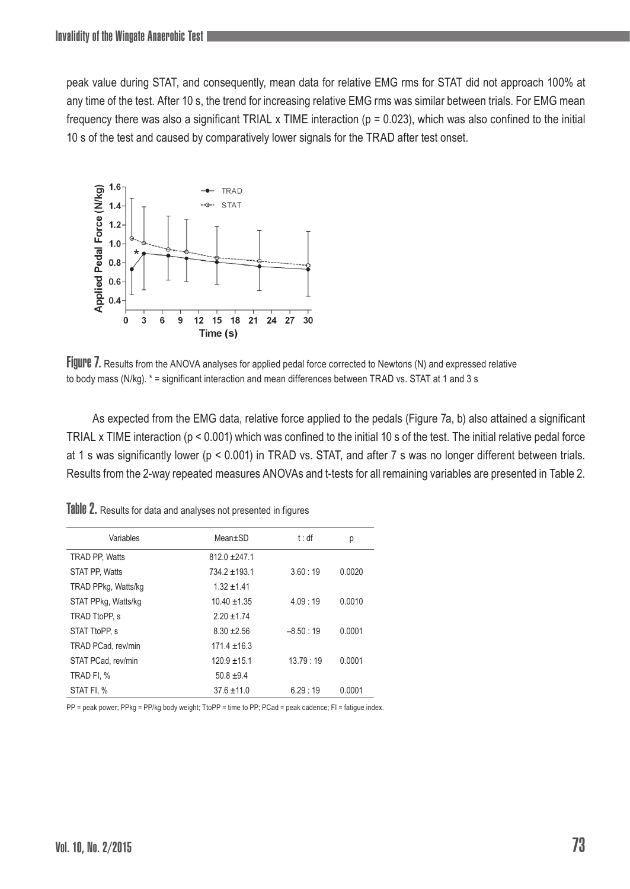peak value during STAT, and consequently, mean data for relative EMG rms for STAT did not approach 100% at any time of the test. After 10 s, the trend for increasing relative EMG rms was similar between trials. For EMG mean frequency there was also a significant TRIAL x TIME interaction ($p = 0.023$), which was also confined to the initial 10 s of the test and caused by comparatively lower signals for the TRAD after test onset.

**Figure 7.** Results from the ANOVA analyses for applied pedal force corrected to Newtons (N) and expressed relative to body mass (N/kg). * = significant interaction and mean differences between TRAD vs. STAT at 1 and 3 s

As expected from the EMG data, relative force applied to the pedals (Figure 7a, b) also attained a significant TRIAL x TIME interaction ($p < 0.001$) which was confined to the initial 10 s of the test. The initial relative pedal force at 1 s was significantly lower ($p < 0.001$) in TRAD vs. STAT, and after 7 s was no longer different between trials. Results from the 2-way repeated measures ANOVAs and t-tests for all remaining variables are presented in Table 2.

**Table 2.** Results for data and analyses not presented in figures

| Variables | Mean±SD | t : df | p |
|---|---|---|---|
| TRAD PP, Watts | 812.0 ±247.1 | | |
| STAT PP, Watts | 734.2 ±193.1 | 3.60 : 19 | 0.0020 |
| TRAD PPkg, Watts/kg | 1.32 ±1.41 | | |
| STAT PPkg, Watts/kg | 10.40 ±1.35 | 4.09 : 19 | 0.0010 |
| TRAD TtoPP, s | 2.20 ±1.74 | | |
| STAT TtoPP, s | 8.30 ±2.56 | –8.50 : 19 | 0.0001 |
| TRAD PCad, rev/min | 171.4 ±16.3 | | |
| STAT PCad, rev/min | 120.9 ±15.1 | 13.79 : 19 | 0.0001 |
| TRAD FI, % | 50.8 ±9.4 | | |
| STAT FI, % | 37.6 ±11.0 | 6.29 : 19 | 0.0001 |

PP = peak power; PPkg = PP/kg body weight; TtoPP = time to PP; PCad = peak cadence; FI = fatigue index.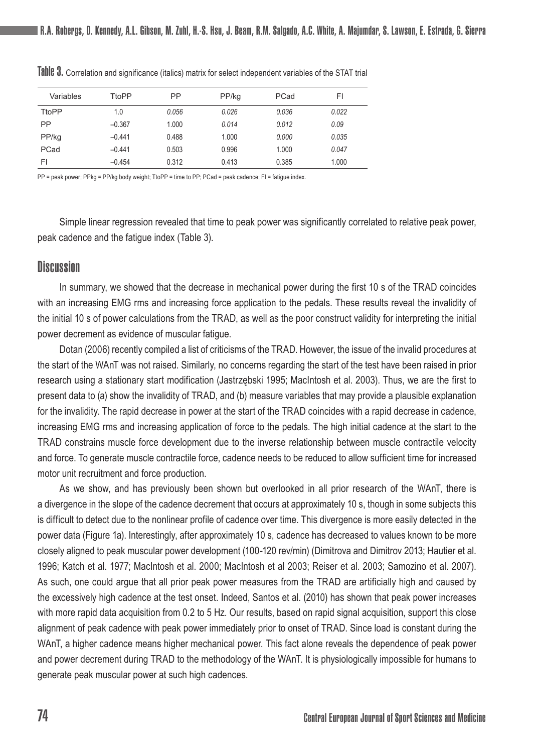**Table 3.** Correlation and significance (italics) matrix for select independent variables of the STAT trial

| Variables | TtoPP | PP | PP/kg | PCad | FI |
|---|---|---|---|---|---|
| TtoPP | 1.0 | *0.056* | *0.026* | *0.036* | *0.022* |
| PP | −0.367 | 1.000 | *0.014* | *0.012* | *0.09* |
| PP/kg | −0.441 | 0.488 | 1.000 | *0.000* | *0.035* |
| PCad | −0.441 | 0.503 | 0.996 | 1.000 | *0.047* |
| FI | −0.454 | 0.312 | 0.413 | 0.385 | 1.000 |

PP = peak power; PPkg = PP/kg body weight; TtoPP = time to PP; PCad = peak cadence; FI = fatigue index.

Simple linear regression revealed that time to peak power was significantly correlated to relative peak power, peak cadence and the fatigue index (Table 3).

## Discussion

In summary, we showed that the decrease in mechanical power during the first 10 s of the TRAD coincides with an increasing EMG rms and increasing force application to the pedals. These results reveal the invalidity of the initial 10 s of power calculations from the TRAD, as well as the poor construct validity for interpreting the initial power decrement as evidence of muscular fatigue.

Dotan (2006) recently compiled a list of criticisms of the TRAD. However, the issue of the invalid procedures at the start of the WAnT was not raised. Similarly, no concerns regarding the start of the test have been raised in prior research using a stationary start modification (Jastrzębski 1995; MacIntosh et al. 2003). Thus, we are the first to present data to (a) show the invalidity of TRAD, and (b) measure variables that may provide a plausible explanation for the invalidity. The rapid decrease in power at the start of the TRAD coincides with a rapid decrease in cadence, increasing EMG rms and increasing application of force to the pedals. The high initial cadence at the start to the TRAD constrains muscle force development due to the inverse relationship between muscle contractile velocity and force. To generate muscle contractile force, cadence needs to be reduced to allow sufficient time for increased motor unit recruitment and force production.

As we show, and has previously been shown but overlooked in all prior research of the WAnT, there is a divergence in the slope of the cadence decrement that occurs at approximately 10 s, though in some subjects this is difficult to detect due to the nonlinear profile of cadence over time. This divergence is more easily detected in the power data (Figure 1a). Interestingly, after approximately 10 s, cadence has decreased to values known to be more closely aligned to peak muscular power development (100-120 rev/min) (Dimitrova and Dimitrov 2013; Hautier et al. 1996; Katch et al. 1977; MacIntosh et al. 2000; MacIntosh et al 2003; Reiser et al. 2003; Samozino et al. 2007). As such, one could argue that all prior peak power measures from the TRAD are artificially high and caused by the excessively high cadence at the test onset. Indeed, Santos et al. (2010) has shown that peak power increases with more rapid data acquisition from 0.2 to 5 Hz. Our results, based on rapid signal acquisition, support this close alignment of peak cadence with peak power immediately prior to onset of TRAD. Since load is constant during the WAnT, a higher cadence means higher mechanical power. This fact alone reveals the dependence of peak power and power decrement during TRAD to the methodology of the WAnT. It is physiologically impossible for humans to generate peak muscular power at such high cadences.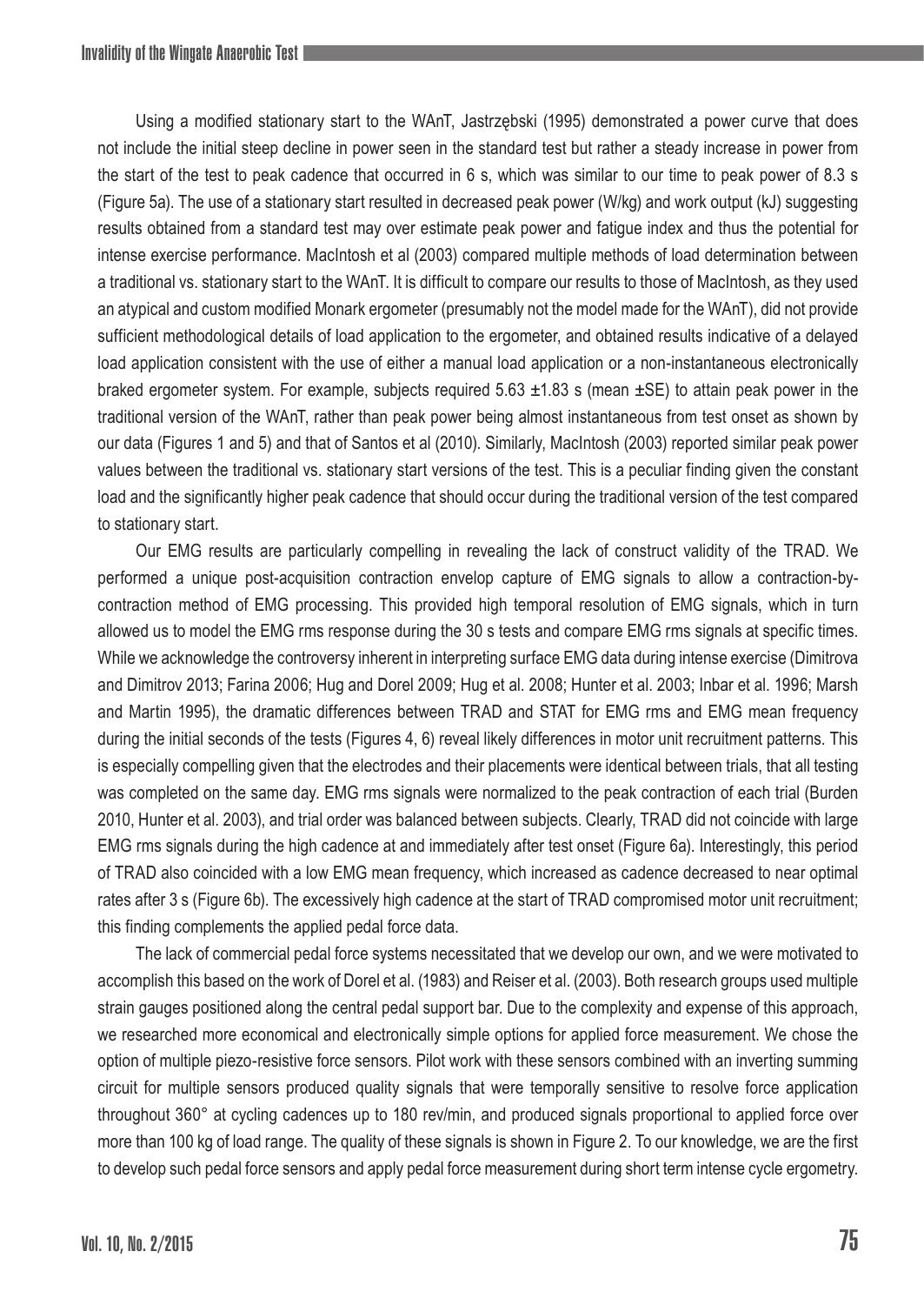Using a modified stationary start to the WAnT, Jastrzębski (1995) demonstrated a power curve that does not include the initial steep decline in power seen in the standard test but rather a steady increase in power from the start of the test to peak cadence that occurred in 6 s, which was similar to our time to peak power of 8.3 s (Figure 5a). The use of a stationary start resulted in decreased peak power (W/kg) and work output (kJ) suggesting results obtained from a standard test may over estimate peak power and fatigue index and thus the potential for intense exercise performance. MacIntosh et al (2003) compared multiple methods of load determination between a traditional vs. stationary start to the WAnT. It is difficult to compare our results to those of MacIntosh, as they used an atypical and custom modified Monark ergometer (presumably not the model made for the WAnT), did not provide sufficient methodological details of load application to the ergometer, and obtained results indicative of a delayed load application consistent with the use of either a manual load application or a non-instantaneous electronically braked ergometer system. For example, subjects required 5.63 ±1.83 s (mean ±SE) to attain peak power in the traditional version of the WAnT, rather than peak power being almost instantaneous from test onset as shown by our data (Figures 1 and 5) and that of Santos et al (2010). Similarly, MacIntosh (2003) reported similar peak power values between the traditional vs. stationary start versions of the test. This is a peculiar finding given the constant load and the significantly higher peak cadence that should occur during the traditional version of the test compared to stationary start.

Our EMG results are particularly compelling in revealing the lack of construct validity of the TRAD. We performed a unique post-acquisition contraction envelop capture of EMG signals to allow a contraction-by-contraction method of EMG processing. This provided high temporal resolution of EMG signals, which in turn allowed us to model the EMG rms response during the 30 s tests and compare EMG rms signals at specific times. While we acknowledge the controversy inherent in interpreting surface EMG data during intense exercise (Dimitrova and Dimitrov 2013; Farina 2006; Hug and Dorel 2009; Hug et al. 2008; Hunter et al. 2003; Inbar et al. 1996; Marsh and Martin 1995), the dramatic differences between TRAD and STAT for EMG rms and EMG mean frequency during the initial seconds of the tests (Figures 4, 6) reveal likely differences in motor unit recruitment patterns. This is especially compelling given that the electrodes and their placements were identical between trials, that all testing was completed on the same day. EMG rms signals were normalized to the peak contraction of each trial (Burden 2010, Hunter et al. 2003), and trial order was balanced between subjects. Clearly, TRAD did not coincide with large EMG rms signals during the high cadence at and immediately after test onset (Figure 6a). Interestingly, this period of TRAD also coincided with a low EMG mean frequency, which increased as cadence decreased to near optimal rates after 3 s (Figure 6b). The excessively high cadence at the start of TRAD compromised motor unit recruitment; this finding complements the applied pedal force data.

The lack of commercial pedal force systems necessitated that we develop our own, and we were motivated to accomplish this based on the work of Dorel et al. (1983) and Reiser et al. (2003). Both research groups used multiple strain gauges positioned along the central pedal support bar. Due to the complexity and expense of this approach, we researched more economical and electronically simple options for applied force measurement. We chose the option of multiple piezo-resistive force sensors. Pilot work with these sensors combined with an inverting summing circuit for multiple sensors produced quality signals that were temporally sensitive to resolve force application throughout 360° at cycling cadences up to 180 rev/min, and produced signals proportional to applied force over more than 100 kg of load range. The quality of these signals is shown in Figure 2. To our knowledge, we are the first to develop such pedal force sensors and apply pedal force measurement during short term intense cycle ergometry.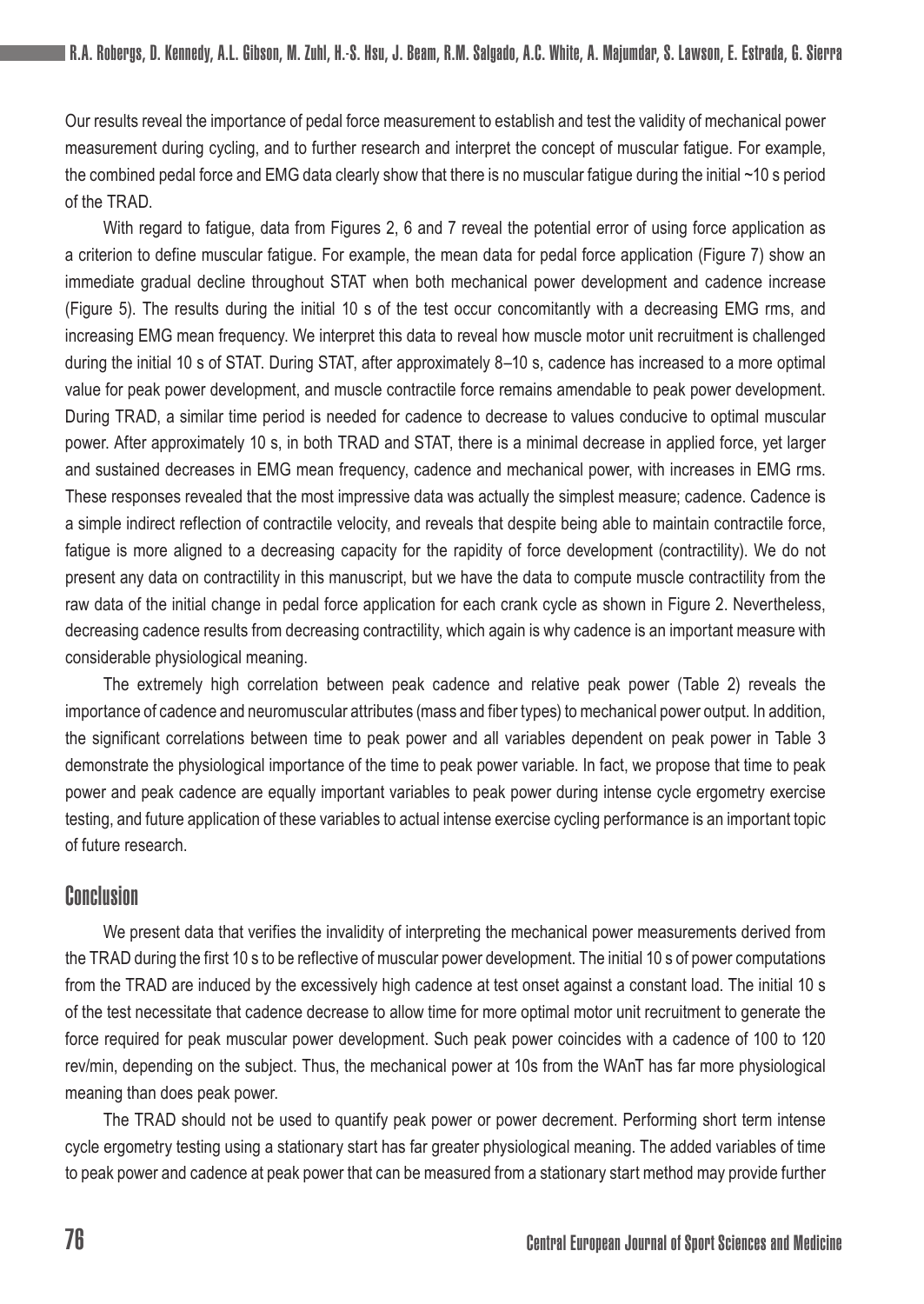Our results reveal the importance of pedal force measurement to establish and test the validity of mechanical power measurement during cycling, and to further research and interpret the concept of muscular fatigue. For example, the combined pedal force and EMG data clearly show that there is no muscular fatigue during the initial ~10 s period of the TRAD.

With regard to fatigue, data from Figures 2, 6 and 7 reveal the potential error of using force application as a criterion to define muscular fatigue. For example, the mean data for pedal force application (Figure 7) show an immediate gradual decline throughout STAT when both mechanical power development and cadence increase (Figure 5). The results during the initial 10 s of the test occur concomitantly with a decreasing EMG rms, and increasing EMG mean frequency. We interpret this data to reveal how muscle motor unit recruitment is challenged during the initial 10 s of STAT. During STAT, after approximately 8–10 s, cadence has increased to a more optimal value for peak power development, and muscle contractile force remains amendable to peak power development. During TRAD, a similar time period is needed for cadence to decrease to values conducive to optimal muscular power. After approximately 10 s, in both TRAD and STAT, there is a minimal decrease in applied force, yet larger and sustained decreases in EMG mean frequency, cadence and mechanical power, with increases in EMG rms. These responses revealed that the most impressive data was actually the simplest measure; cadence. Cadence is a simple indirect reflection of contractile velocity, and reveals that despite being able to maintain contractile force, fatigue is more aligned to a decreasing capacity for the rapidity of force development (contractility). We do not present any data on contractility in this manuscript, but we have the data to compute muscle contractility from the raw data of the initial change in pedal force application for each crank cycle as shown in Figure 2. Nevertheless, decreasing cadence results from decreasing contractility, which again is why cadence is an important measure with considerable physiological meaning.

The extremely high correlation between peak cadence and relative peak power (Table 2) reveals the importance of cadence and neuromuscular attributes (mass and fiber types) to mechanical power output. In addition, the significant correlations between time to peak power and all variables dependent on peak power in Table 3 demonstrate the physiological importance of the time to peak power variable. In fact, we propose that time to peak power and peak cadence are equally important variables to peak power during intense cycle ergometry exercise testing, and future application of these variables to actual intense exercise cycling performance is an important topic of future research.

## Conclusion

We present data that verifies the invalidity of interpreting the mechanical power measurements derived from the TRAD during the first 10 s to be reflective of muscular power development. The initial 10 s of power computations from the TRAD are induced by the excessively high cadence at test onset against a constant load. The initial 10 s of the test necessitate that cadence decrease to allow time for more optimal motor unit recruitment to generate the force required for peak muscular power development. Such peak power coincides with a cadence of 100 to 120 rev/min, depending on the subject. Thus, the mechanical power at 10s from the WAnT has far more physiological meaning than does peak power.

The TRAD should not be used to quantify peak power or power decrement. Performing short term intense cycle ergometry testing using a stationary start has far greater physiological meaning. The added variables of time to peak power and cadence at peak power that can be measured from a stationary start method may provide further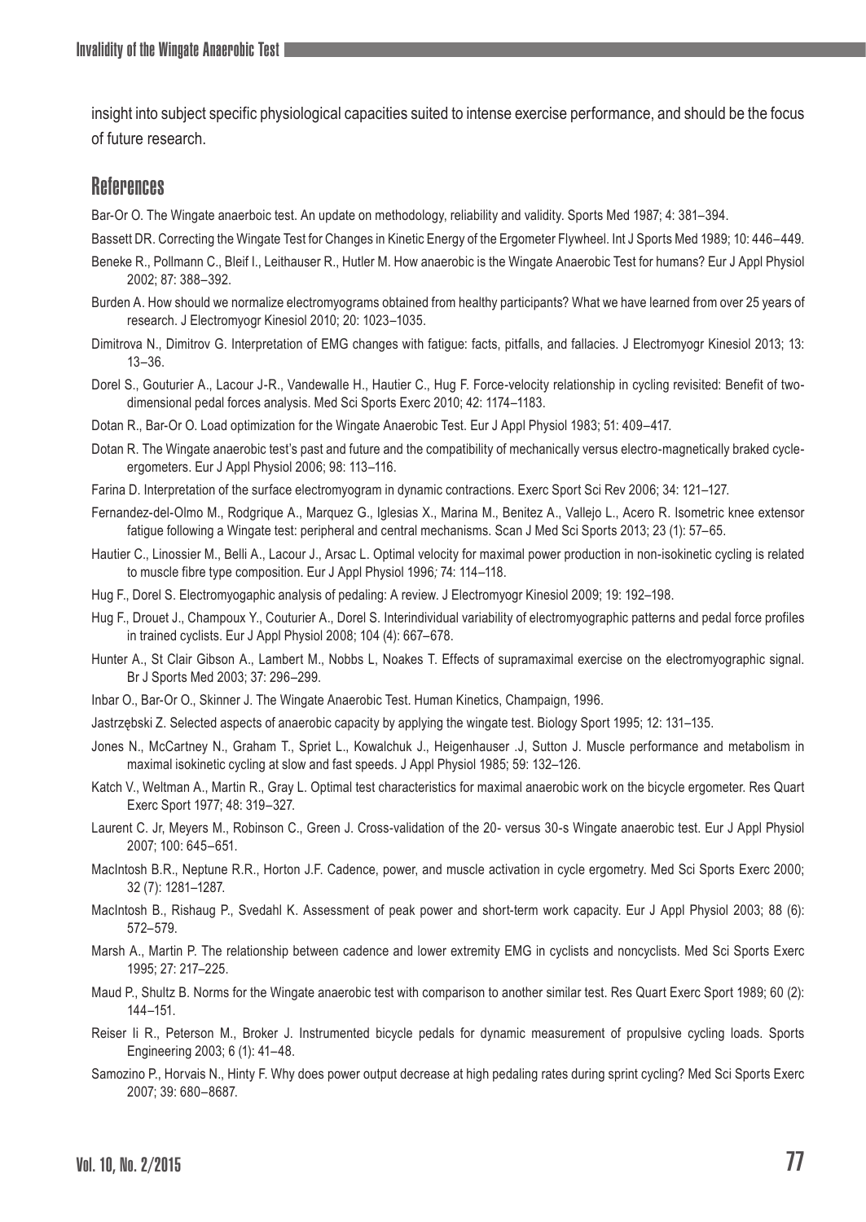insight into subject specific physiological capacities suited to intense exercise performance, and should be the focus of future research.

## References

Bar-Or O. The Wingate anaerboic test. An update on methodology, reliability and validity. Sports Med 1987; 4: 381–394.

Bassett DR. Correcting the Wingate Test for Changes in Kinetic Energy of the Ergometer Flywheel. Int J Sports Med 1989; 10: 446–449.

Beneke R., Pollmann C., Bleif I., Leithauser R., Hutler M. How anaerobic is the Wingate Anaerobic Test for humans? Eur J Appl Physiol 2002; 87: 388–392.

Burden A. How should we normalize electromyograms obtained from healthy participants? What we have learned from over 25 years of research. J Electromyogr Kinesiol 2010; 20: 1023–1035.

Dimitrova N., Dimitrov G. Interpretation of EMG changes with fatigue: facts, pitfalls, and fallacies. J Electromyogr Kinesiol 2013; 13: 13–36.

Dorel S., Gouturier A., Lacour J-R., Vandewalle H., Hautier C., Hug F. Force-velocity relationship in cycling revisited: Benefit of two-dimensional pedal forces analysis. Med Sci Sports Exerc 2010; 42: 1174–1183.

Dotan R., Bar-Or O. Load optimization for the Wingate Anaerobic Test. Eur J Appl Physiol 1983; 51: 409–417.

Dotan R. The Wingate anaerobic test's past and future and the compatibility of mechanically versus electro-magnetically braked cycle-ergometers. Eur J Appl Physiol 2006; 98: 113–116.

Farina D. Interpretation of the surface electromyogram in dynamic contractions. Exerc Sport Sci Rev 2006; 34: 121–127.

Fernandez-del-Olmo M., Rodgrique A., Marquez G., Iglesias X., Marina M., Benitez A., Vallejo L., Acero R. Isometric knee extensor fatigue following a Wingate test: peripheral and central mechanisms. Scan J Med Sci Sports 2013; 23 (1): 57–65.

Hautier C., Linossier M., Belli A., Lacour J., Arsac L. Optimal velocity for maximal power production in non-isokinetic cycling is related to muscle fibre type composition. Eur J Appl Physiol 1996; 74: 114–118.

Hug F., Dorel S. Electromyogaphic analysis of pedaling: A review. J Electromyogr Kinesiol 2009; 19: 192–198.

Hug F., Drouet J., Champoux Y., Couturier A., Dorel S. Interindividual variability of electromyographic patterns and pedal force profiles in trained cyclists. Eur J Appl Physiol 2008; 104 (4): 667–678.

Hunter A., St Clair Gibson A., Lambert M., Nobbs L, Noakes T. Effects of supramaximal exercise on the electromyographic signal. Br J Sports Med 2003; 37: 296–299.

Inbar O., Bar-Or O., Skinner J. The Wingate Anaerobic Test. Human Kinetics, Champaign, 1996.

Jastrzębski Z. Selected aspects of anaerobic capacity by applying the wingate test. Biology Sport 1995; 12: 131–135.

Jones N., McCartney N., Graham T., Spriet L., Kowalchuk J., Heigenhauser .J, Sutton J. Muscle performance and metabolism in maximal isokinetic cycling at slow and fast speeds. J Appl Physiol 1985; 59: 132–126.

Katch V., Weltman A., Martin R., Gray L. Optimal test characteristics for maximal anaerobic work on the bicycle ergometer. Res Quart Exerc Sport 1977; 48: 319–327.

Laurent C. Jr, Meyers M., Robinson C., Green J. Cross-validation of the 20- versus 30-s Wingate anaerobic test. Eur J Appl Physiol 2007; 100: 645–651.

MacIntosh B.R., Neptune R.R., Horton J.F. Cadence, power, and muscle activation in cycle ergometry. Med Sci Sports Exerc 2000; 32 (7): 1281–1287.

MacIntosh B., Rishaug P., Svedahl K. Assessment of peak power and short-term work capacity. Eur J Appl Physiol 2003; 88 (6): 572–579.

Marsh A., Martin P. The relationship between cadence and lower extremity EMG in cyclists and noncyclists. Med Sci Sports Exerc 1995; 27: 217–225.

Maud P., Shultz B. Norms for the Wingate anaerobic test with comparison to another similar test. Res Quart Exerc Sport 1989; 60 (2): 144–151.

Reiser Ii R., Peterson M., Broker J. Instrumented bicycle pedals for dynamic measurement of propulsive cycling loads. Sports Engineering 2003; 6 (1): 41–48.

Samozino P., Horvais N., Hinty F. Why does power output decrease at high pedaling rates during sprint cycling? Med Sci Sports Exerc 2007; 39: 680–8687.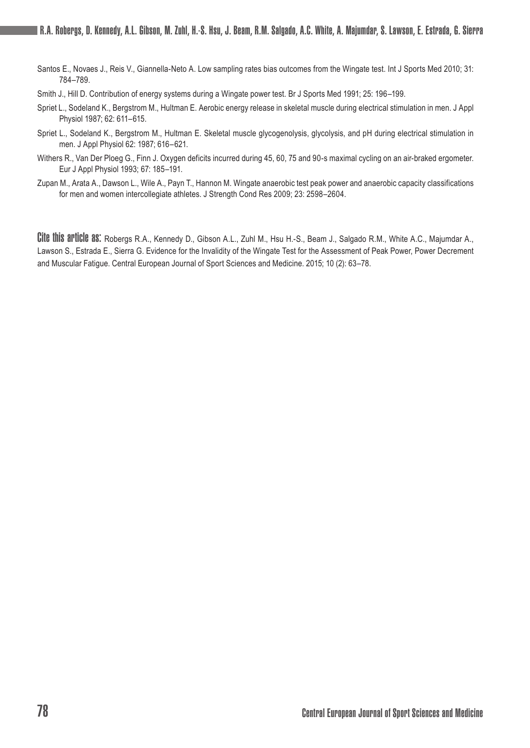Santos E., Novaes J., Reis V., Giannella-Neto A. Low sampling rates bias outcomes from the Wingate test. Int J Sports Med 2010; 31: 784–789.

Smith J., Hill D. Contribution of energy systems during a Wingate power test. Br J Sports Med 1991; 25: 196–199.

Spriet L., Sodeland K., Bergstrom M., Hultman E. Aerobic energy release in skeletal muscle during electrical stimulation in men. J Appl Physiol 1987; 62: 611–615.

Spriet L., Sodeland K., Bergstrom M., Hultman E. Skeletal muscle glycogenolysis, glycolysis, and pH during electrical stimulation in men. J Appl Physiol 62: 1987; 616–621.

Withers R., Van Der Ploeg G., Finn J. Oxygen deficits incurred during 45, 60, 75 and 90-s maximal cycling on an air-braked ergometer. Eur J Appl Physiol 1993; 67: 185–191.

Zupan M., Arata A., Dawson L., Wile A., Payn T., Hannon M. Wingate anaerobic test peak power and anaerobic capacity classifications for men and women intercollegiate athletes. J Strength Cond Res 2009; 23: 2598–2604.

**Cite this article as:** Robergs R.A., Kennedy D., Gibson A.L., Zuhl M., Hsu H.-S., Beam J., Salgado R.M., White A.C., Majumdar A., Lawson S., Estrada E., Sierra G. Evidence for the Invalidity of the Wingate Test for the Assessment of Peak Power, Power Decrement and Muscular Fatigue. Central European Journal of Sport Sciences and Medicine. 2015; 10 (2): 63–78.